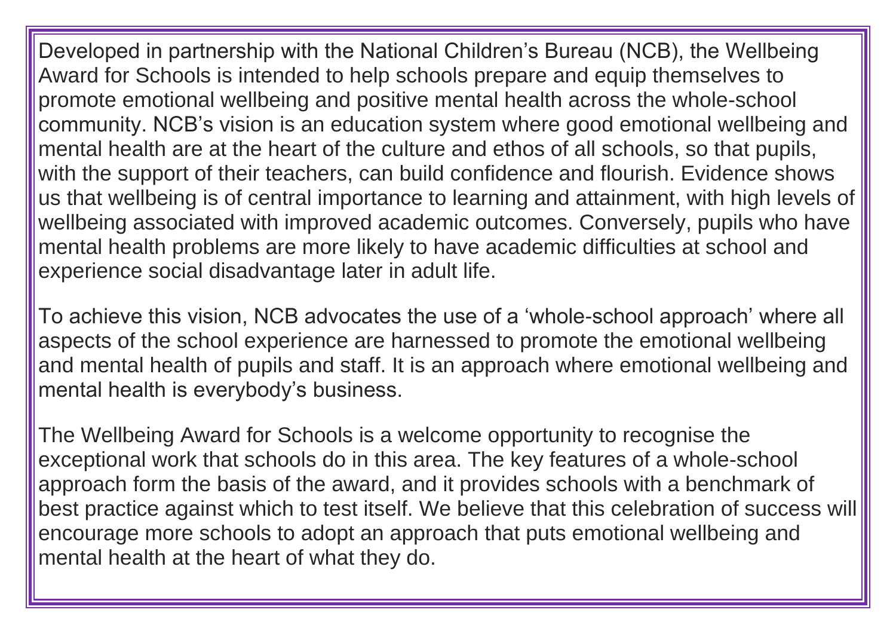Developed in partnership with the National Children's Bureau (NCB), the Wellbeing Award for Schools is intended to help schools prepare and equip themselves to promote emotional wellbeing and positive mental health across the whole-school community. NCB's vision is an education system where good emotional wellbeing and mental health are at the heart of the culture and ethos of all schools, so that pupils, with the support of their teachers, can build confidence and flourish. Evidence shows us that wellbeing is of central importance to learning and attainment, with high levels of wellbeing associated with improved academic outcomes. Conversely, pupils who have mental health problems are more likely to have academic difficulties at school and experience social disadvantage later in adult life.

To achieve this vision, NCB advocates the use of a 'whole-school approach' where all aspects of the school experience are harnessed to promote the emotional wellbeing and mental health of pupils and staff. It is an approach where emotional wellbeing and mental health is everybody's business.

The Wellbeing Award for Schools is a welcome opportunity to recognise the exceptional work that schools do in this area. The key features of a whole-school approach form the basis of the award, and it provides schools with a benchmark of best practice against which to test itself. We believe that this celebration of success will encourage more schools to adopt an approach that puts emotional wellbeing and mental health at the heart of what they do.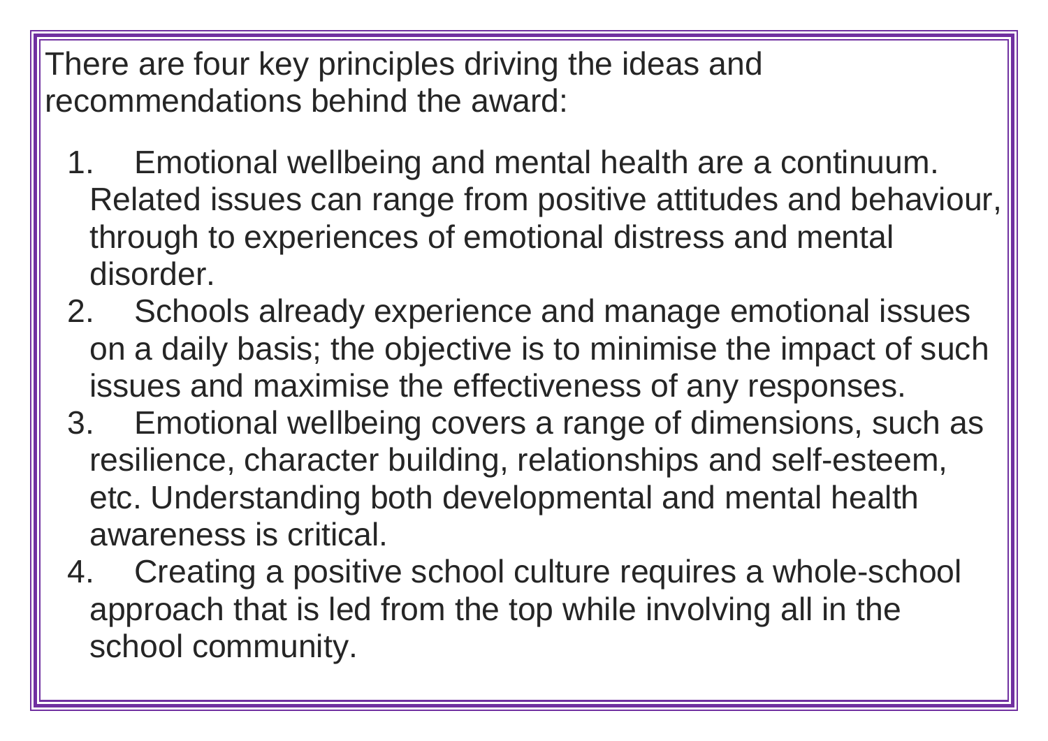There are four key principles driving the ideas and recommendations behind the award:

1. Emotional wellbeing and mental health are a continuum. Related issues can range from positive attitudes and behaviour, through to experiences of emotional distress and mental disorder.
2. Schools already experience and manage emotional issues on a daily basis; the objective is to minimise the impact of such issues and maximise the effectiveness of any responses.
3. Emotional wellbeing covers a range of dimensions, such as resilience, character building, relationships and self-esteem, etc. Understanding both developmental and mental health awareness is critical.
4. Creating a positive school culture requires a whole-school approach that is led from the top while involving all in the school community.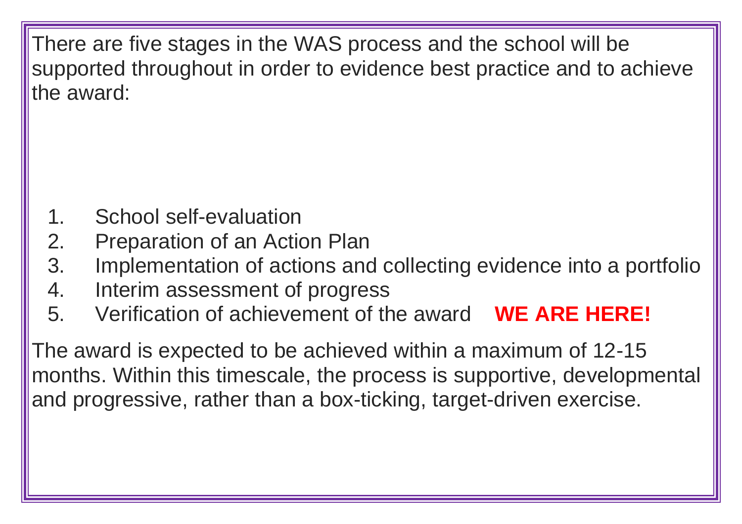There are five stages in the WAS process and the school will be supported throughout in order to evidence best practice and to achieve the award:

1. School self-evaluation
2. Preparation of an Action Plan
3. Implementation of actions and collecting evidence into a portfolio
4. Interim assessment of progress
5. Verification of achievement of the award **WE ARE HERE!**

The award is expected to be achieved within a maximum of 12-15 months. Within this timescale, the process is supportive, developmental and progressive, rather than a box-ticking, target-driven exercise.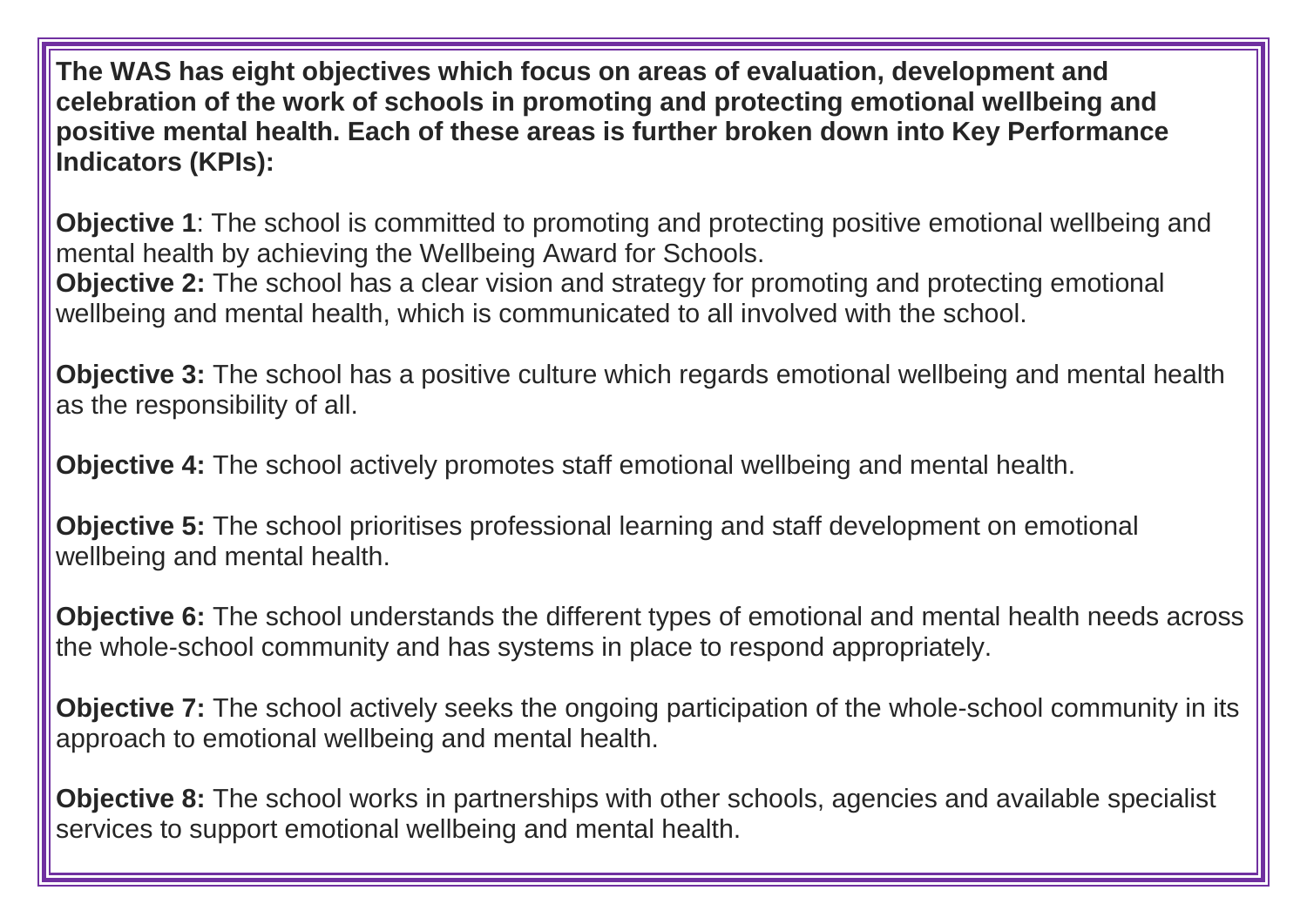**The WAS has eight objectives which focus on areas of evaluation, development and celebration of the work of schools in promoting and protecting emotional wellbeing and positive mental health. Each of these areas is further broken down into Key Performance Indicators (KPIs):**

**Objective 1**: The school is committed to promoting and protecting positive emotional wellbeing and mental health by achieving the Wellbeing Award for Schools.
**Objective 2:** The school has a clear vision and strategy for promoting and protecting emotional wellbeing and mental health, which is communicated to all involved with the school.

**Objective 3:** The school has a positive culture which regards emotional wellbeing and mental health as the responsibility of all.

**Objective 4:** The school actively promotes staff emotional wellbeing and mental health.

**Objective 5:** The school prioritises professional learning and staff development on emotional wellbeing and mental health.

**Objective 6:** The school understands the different types of emotional and mental health needs across the whole-school community and has systems in place to respond appropriately.

**Objective 7:** The school actively seeks the ongoing participation of the whole-school community in its approach to emotional wellbeing and mental health.

**Objective 8:** The school works in partnerships with other schools, agencies and available specialist services to support emotional wellbeing and mental health.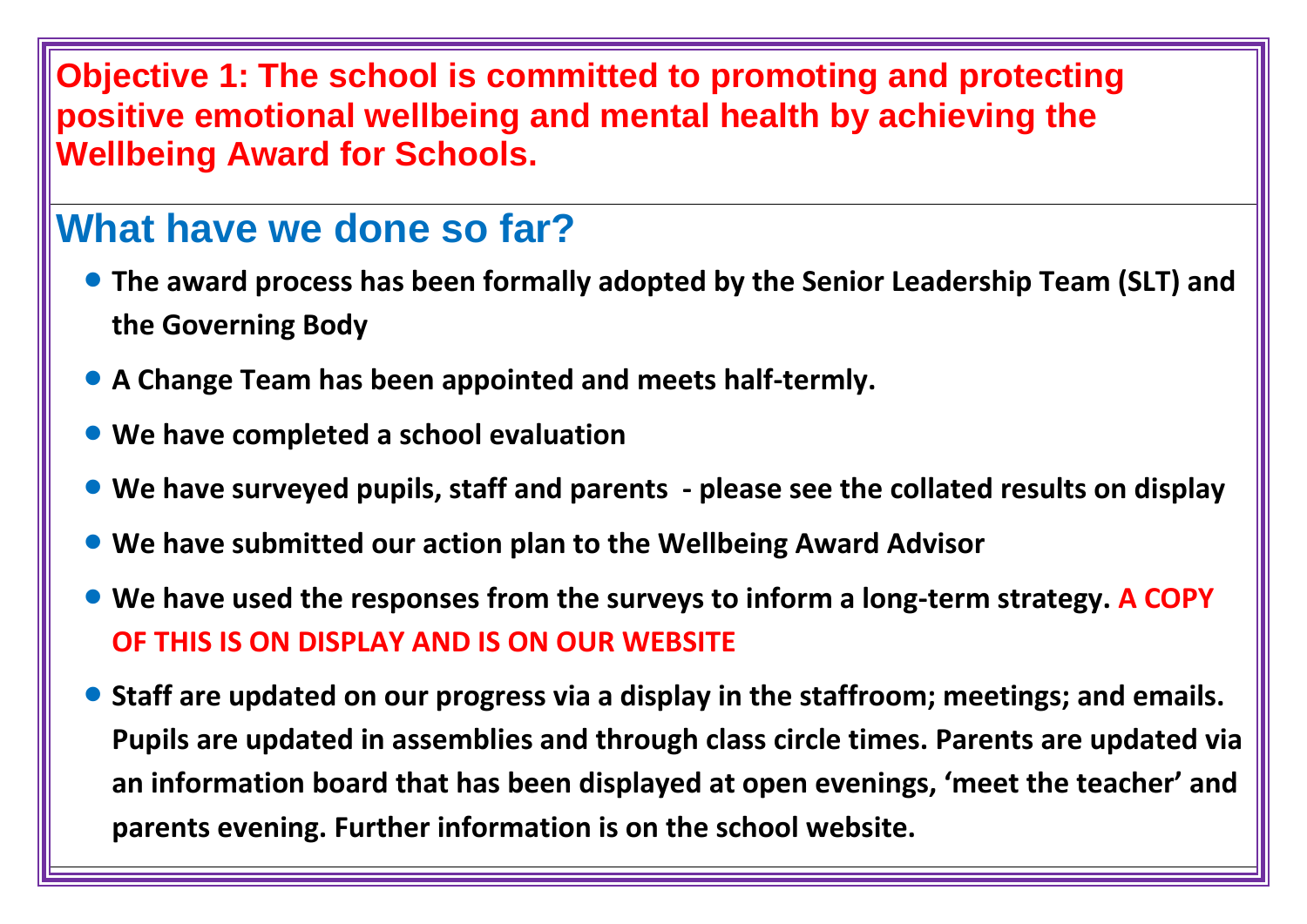**Objective 1: The school is committed to promoting and protecting positive emotional wellbeing and mental health by achieving the Wellbeing Award for Schools.**

## What have we done so far?

- **The award process has been formally adopted by the Senior Leadership Team (SLT) and the Governing Body**
- **A Change Team has been appointed and meets half-termly.**
- **We have completed a school evaluation**
- **We have surveyed pupils, staff and parents - please see the collated results on display**
- **We have submitted our action plan to the Wellbeing Award Advisor**
- **We have used the responses from the surveys to inform a long-term strategy. A COPY OF THIS IS ON DISPLAY AND IS ON OUR WEBSITE**
- **Staff are updated on our progress via a display in the staffroom; meetings; and emails. Pupils are updated in assemblies and through class circle times. Parents are updated via an information board that has been displayed at open evenings, 'meet the teacher' and parents evening. Further information is on the school website.**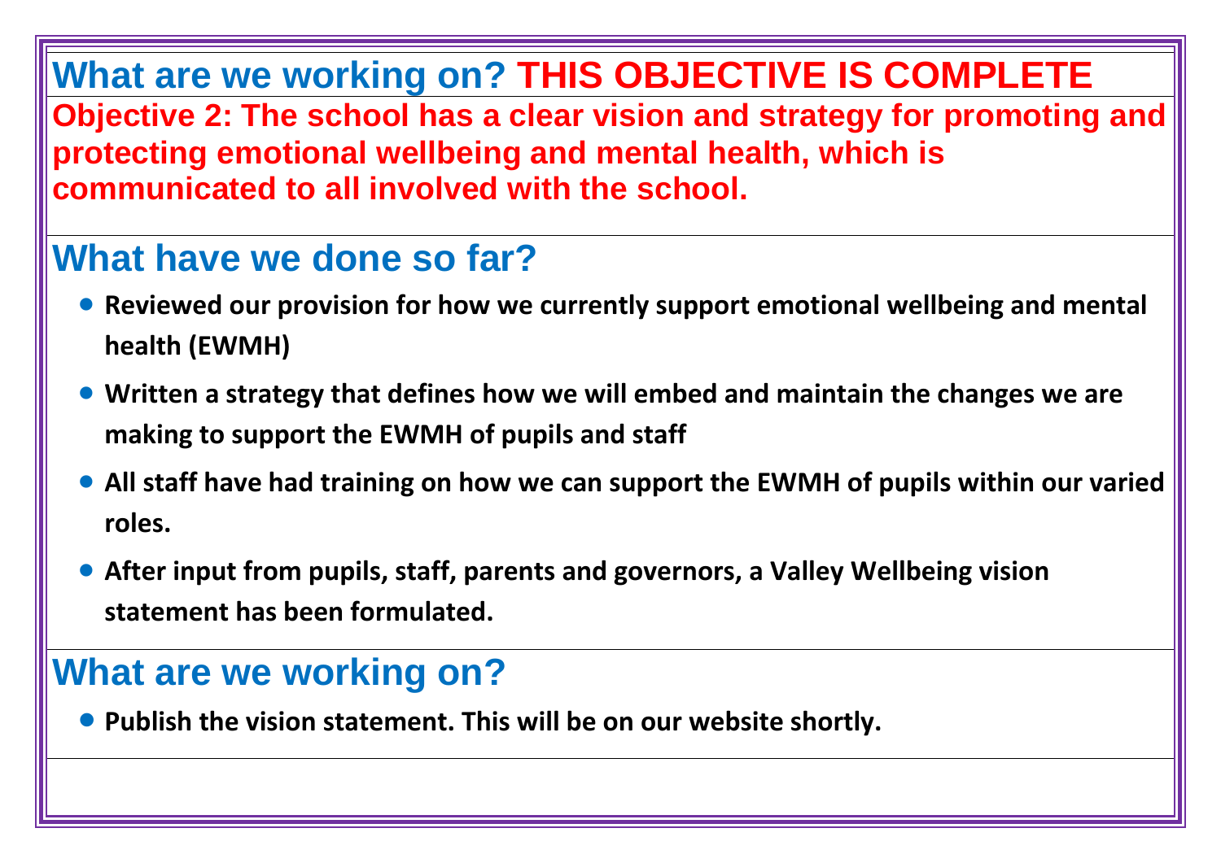## What are we working on? THIS OBJECTIVE IS COMPLETE

**Objective 2: The school has a clear vision and strategy for promoting and protecting emotional wellbeing and mental health, which is communicated to all involved with the school.**

## What have we done so far?

- **Reviewed our provision for how we currently support emotional wellbeing and mental health (EWMH)**
- **Written a strategy that defines how we will embed and maintain the changes we are making to support the EWMH of pupils and staff**
- **All staff have had training on how we can support the EWMH of pupils within our varied roles.**
- **After input from pupils, staff, parents and governors, a Valley Wellbeing vision statement has been formulated.**

## What are we working on?

- **Publish the vision statement. This will be on our website shortly.**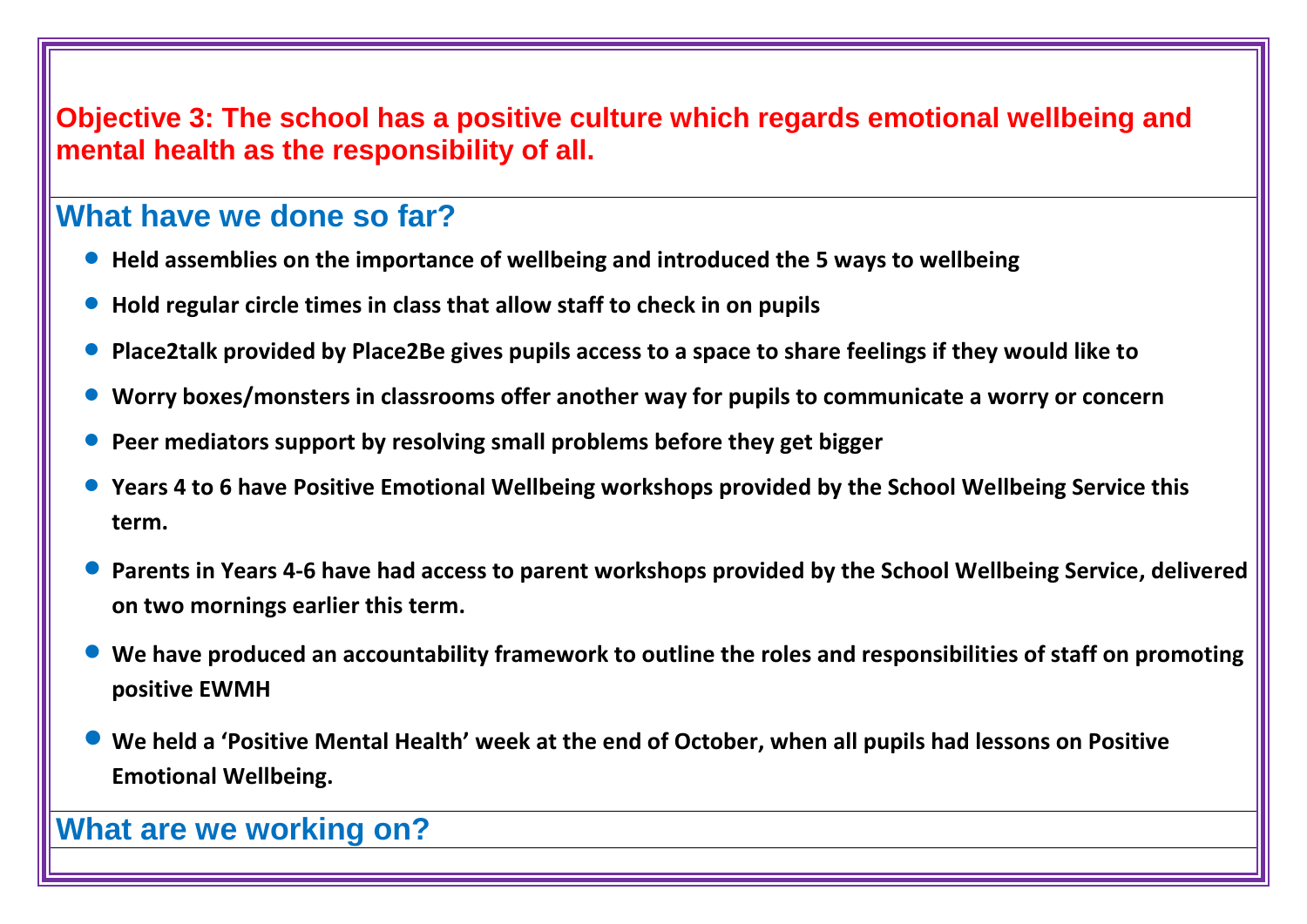## Objective 3: The school has a positive culture which regards emotional wellbeing and mental health as the responsibility of all.

### What have we done so far?

- **Held assemblies on the importance of wellbeing and introduced the 5 ways to wellbeing**
- **Hold regular circle times in class that allow staff to check in on pupils**
- **Place2talk provided by Place2Be gives pupils access to a space to share feelings if they would like to**
- **Worry boxes/monsters in classrooms offer another way for pupils to communicate a worry or concern**
- **Peer mediators support by resolving small problems before they get bigger**
- **Years 4 to 6 have Positive Emotional Wellbeing workshops provided by the School Wellbeing Service this term.**
- **Parents in Years 4-6 have had access to parent workshops provided by the School Wellbeing Service, delivered on two mornings earlier this term.**
- **We have produced an accountability framework to outline the roles and responsibilities of staff on promoting positive EWMH**
- **We held a 'Positive Mental Health' week at the end of October, when all pupils had lessons on Positive Emotional Wellbeing.**

### What are we working on?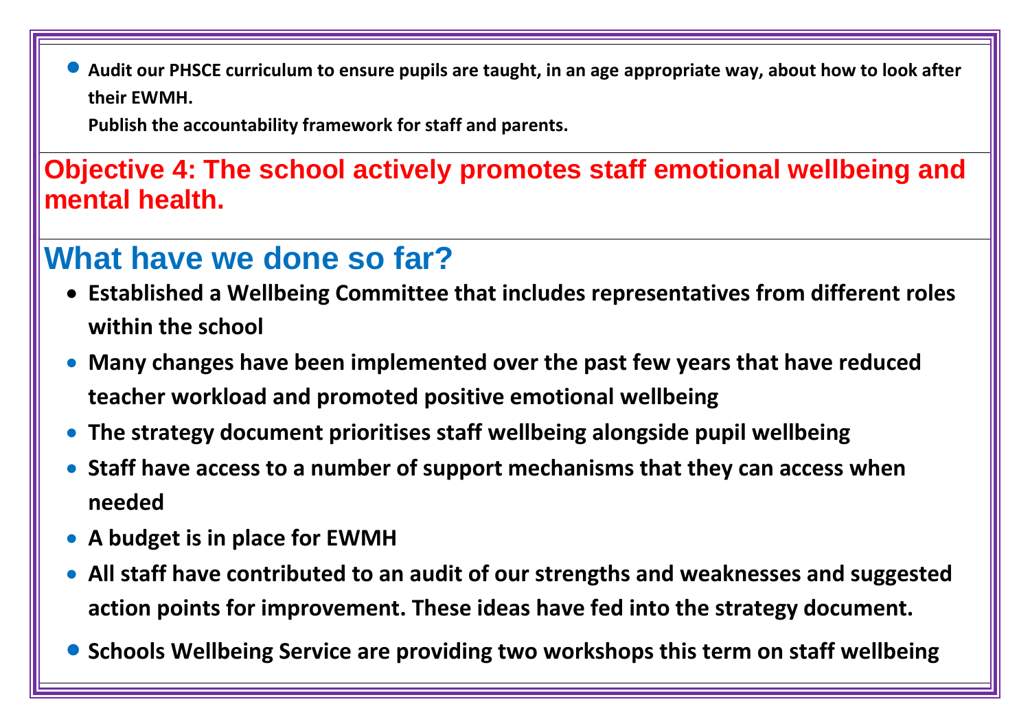- **Audit our PHSCE curriculum to ensure pupils are taught, in an age appropriate way, about how to look after their EWMH.**

  **Publish the accountability framework for staff and parents.**

## Objective 4: The school actively promotes staff emotional wellbeing and mental health.

## What have we done so far?

- **Established a Wellbeing Committee that includes representatives from different roles within the school**
- **Many changes have been implemented over the past few years that have reduced teacher workload and promoted positive emotional wellbeing**
- **The strategy document prioritises staff wellbeing alongside pupil wellbeing**
- **Staff have access to a number of support mechanisms that they can access when needed**
- **A budget is in place for EWMH**
- **All staff have contributed to an audit of our strengths and weaknesses and suggested action points for improvement. These ideas have fed into the strategy document.**
- **Schools Wellbeing Service are providing two workshops this term on staff wellbeing**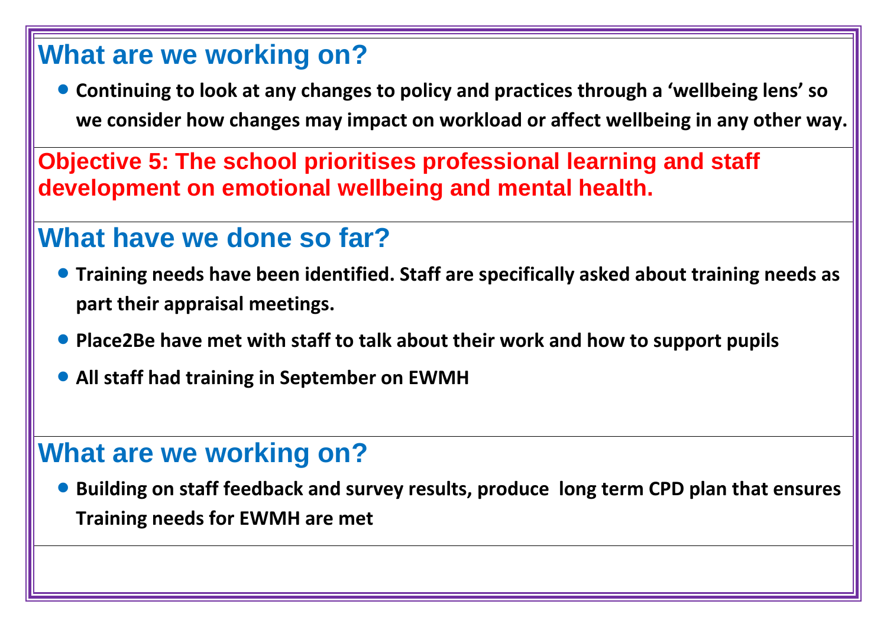## What are we working on?

- **Continuing to look at any changes to policy and practices through a 'wellbeing lens' so we consider how changes may impact on workload or affect wellbeing in any other way.**

## Objective 5: The school prioritises professional learning and staff development on emotional wellbeing and mental health.

## What have we done so far?

- **Training needs have been identified. Staff are specifically asked about training needs as part their appraisal meetings.**
- **Place2Be have met with staff to talk about their work and how to support pupils**
- **All staff had training in September on EWMH**

## What are we working on?

- **Building on staff feedback and survey results, produce long term CPD plan that ensures Training needs for EWMH are met**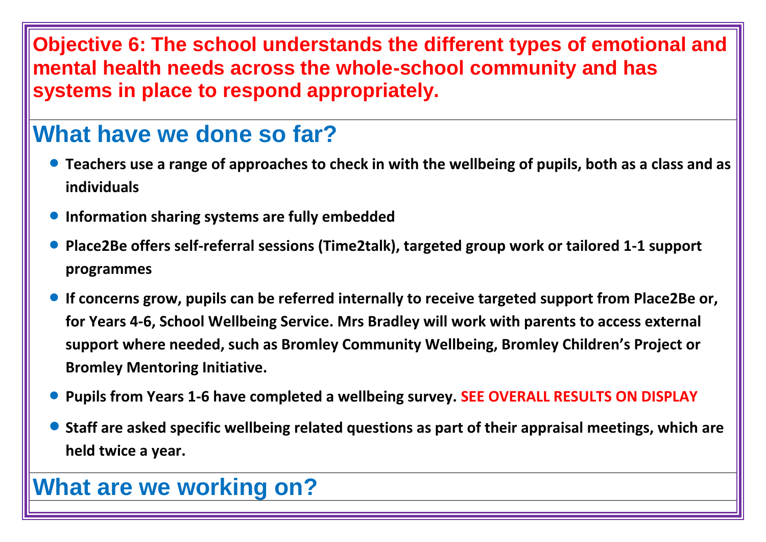**Objective 6: The school understands the different types of emotional and mental health needs across the whole-school community and has systems in place to respond appropriately.**

## What have we done so far?

- **Teachers use a range of approaches to check in with the wellbeing of pupils, both as a class and as individuals**
- **Information sharing systems are fully embedded**
- **Place2Be offers self-referral sessions (Time2talk), targeted group work or tailored 1-1 support programmes**
- **If concerns grow, pupils can be referred internally to receive targeted support from Place2Be or, for Years 4-6, School Wellbeing Service. Mrs Bradley will work with parents to access external support where needed, such as Bromley Community Wellbeing, Bromley Children's Project or Bromley Mentoring Initiative.**
- **Pupils from Years 1-6 have completed a wellbeing survey. SEE OVERALL RESULTS ON DISPLAY**
- **Staff are asked specific wellbeing related questions as part of their appraisal meetings, which are held twice a year.**

## What are we working on?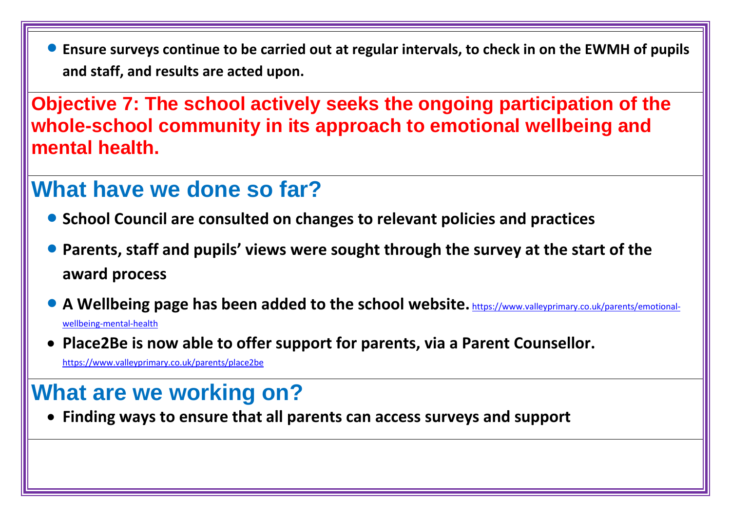- **Ensure surveys continue to be carried out at regular intervals, to check in on the EWMH of pupils and staff, and results are acted upon.**

## Objective 7: The school actively seeks the ongoing participation of the whole-school community in its approach to emotional wellbeing and mental health.

## What have we done so far?

- **School Council are consulted on changes to relevant policies and practices**
- **Parents, staff and pupils' views were sought through the survey at the start of the award process**
- **A Wellbeing page has been added to the school website.** https://www.valleyprimary.co.uk/parents/emotional-wellbeing-mental-health
- **Place2Be is now able to offer support for parents, via a Parent Counsellor.** https://www.valleyprimary.co.uk/parents/place2be

## What are we working on?

- **Finding ways to ensure that all parents can access surveys and support**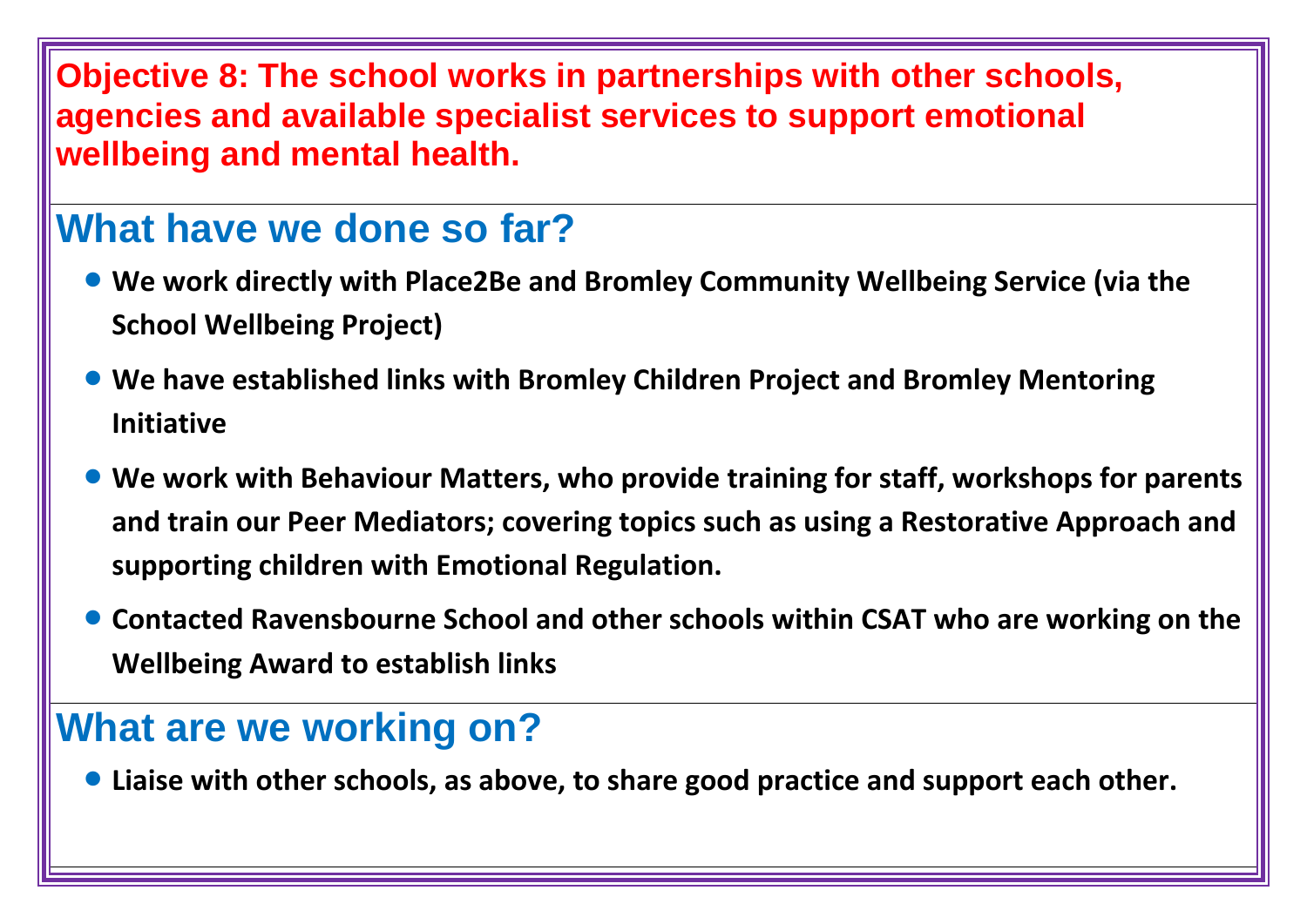## Objective 8: The school works in partnerships with other schools, agencies and available specialist services to support emotional wellbeing and mental health.

### What have we done so far?

- **We work directly with Place2Be and Bromley Community Wellbeing Service (via the School Wellbeing Project)**
- **We have established links with Bromley Children Project and Bromley Mentoring Initiative**
- **We work with Behaviour Matters, who provide training for staff, workshops for parents and train our Peer Mediators; covering topics such as using a Restorative Approach and supporting children with Emotional Regulation.**
- **Contacted Ravensbourne School and other schools within CSAT who are working on the Wellbeing Award to establish links**

### What are we working on?

- **Liaise with other schools, as above, to share good practice and support each other.**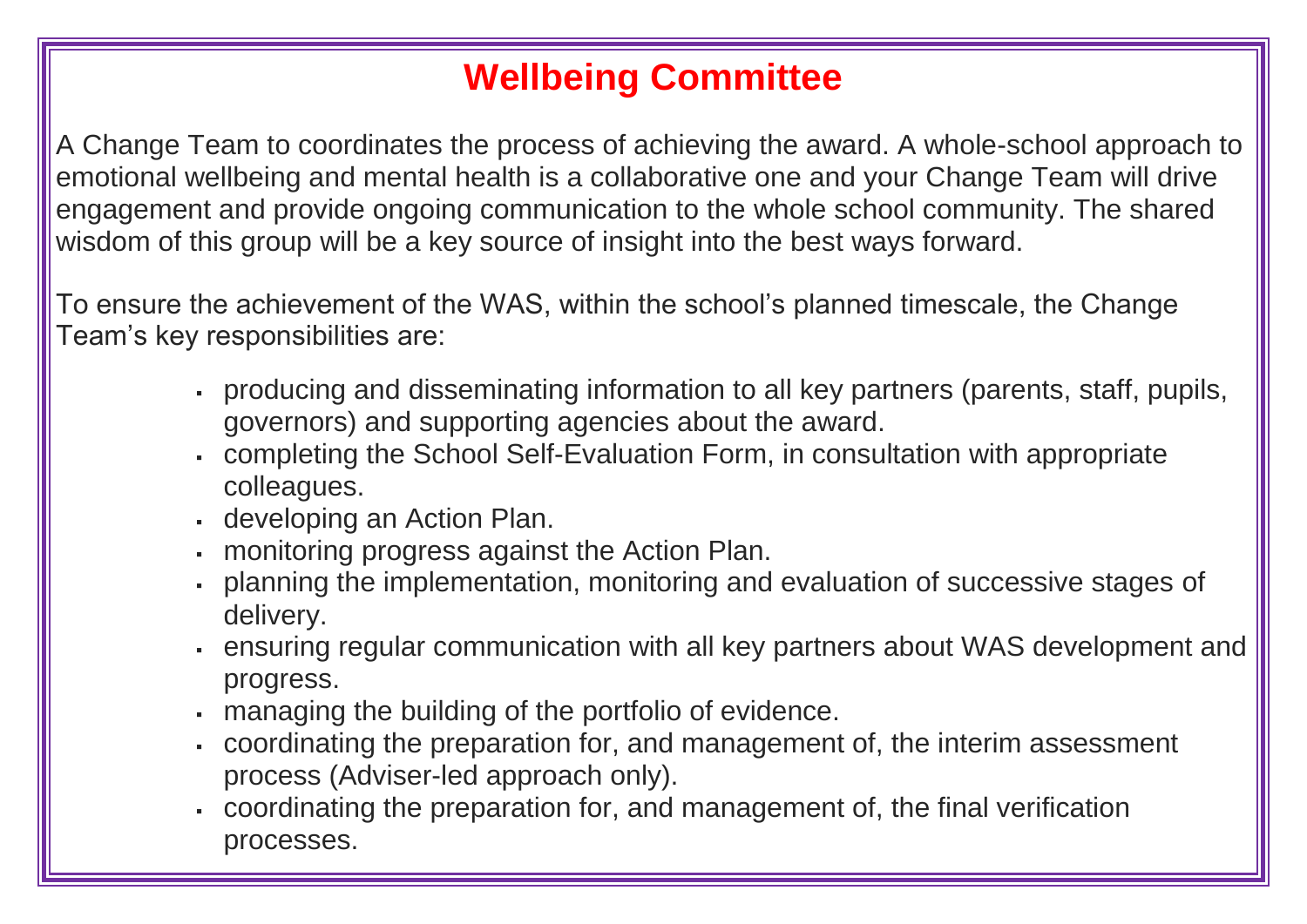# Wellbeing Committee

A Change Team to coordinates the process of achieving the award. A whole-school approach to emotional wellbeing and mental health is a collaborative one and your Change Team will drive engagement and provide ongoing communication to the whole school community. The shared wisdom of this group will be a key source of insight into the best ways forward.

To ensure the achievement of the WAS, within the school's planned timescale, the Change Team's key responsibilities are:

- producing and disseminating information to all key partners (parents, staff, pupils, governors) and supporting agencies about the award.
- completing the School Self-Evaluation Form, in consultation with appropriate colleagues.
- developing an Action Plan.
- monitoring progress against the Action Plan.
- planning the implementation, monitoring and evaluation of successive stages of delivery.
- ensuring regular communication with all key partners about WAS development and progress.
- managing the building of the portfolio of evidence.
- coordinating the preparation for, and management of, the interim assessment process (Adviser-led approach only).
- coordinating the preparation for, and management of, the final verification processes.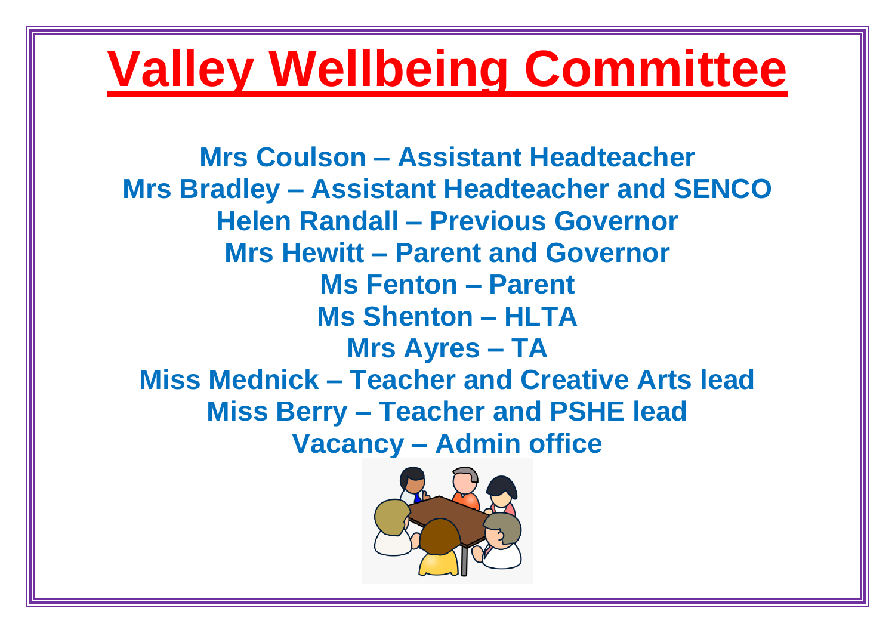# Valley Wellbeing Committee

**Mrs Coulson – Assistant Headteacher**
**Mrs Bradley – Assistant Headteacher and SENCO**
**Helen Randall – Previous Governor**
**Mrs Hewitt – Parent and Governor**
**Ms Fenton – Parent**
**Ms Shenton – HLTA**
**Mrs Ayres – TA**
**Miss Mednick – Teacher and Creative Arts lead**
**Miss Berry – Teacher and PSHE lead**
**Vacancy – Admin office**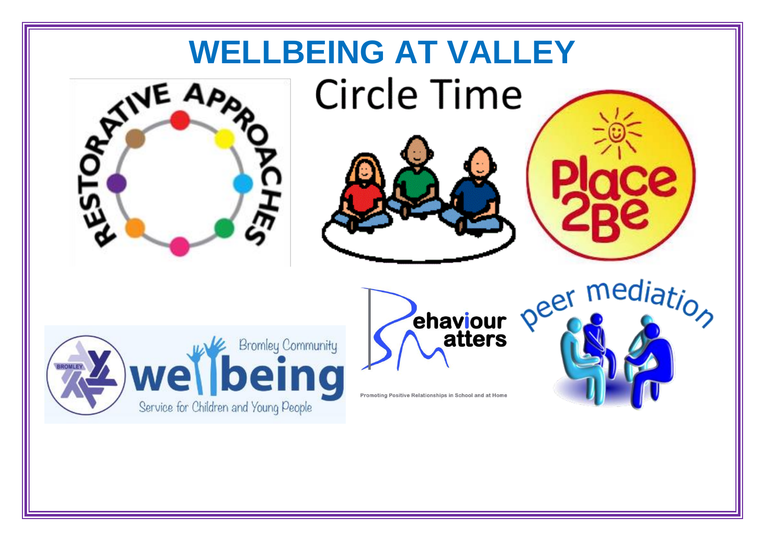# WELLBEING AT VALLEY

RESTORATIVE APPROACHES

Circle Time

Place 2Be

Bromley Community wellbeing Service for Children and Young People

Behaviour Matters

Promoting Positive Relationships in School and at Home

peer mediation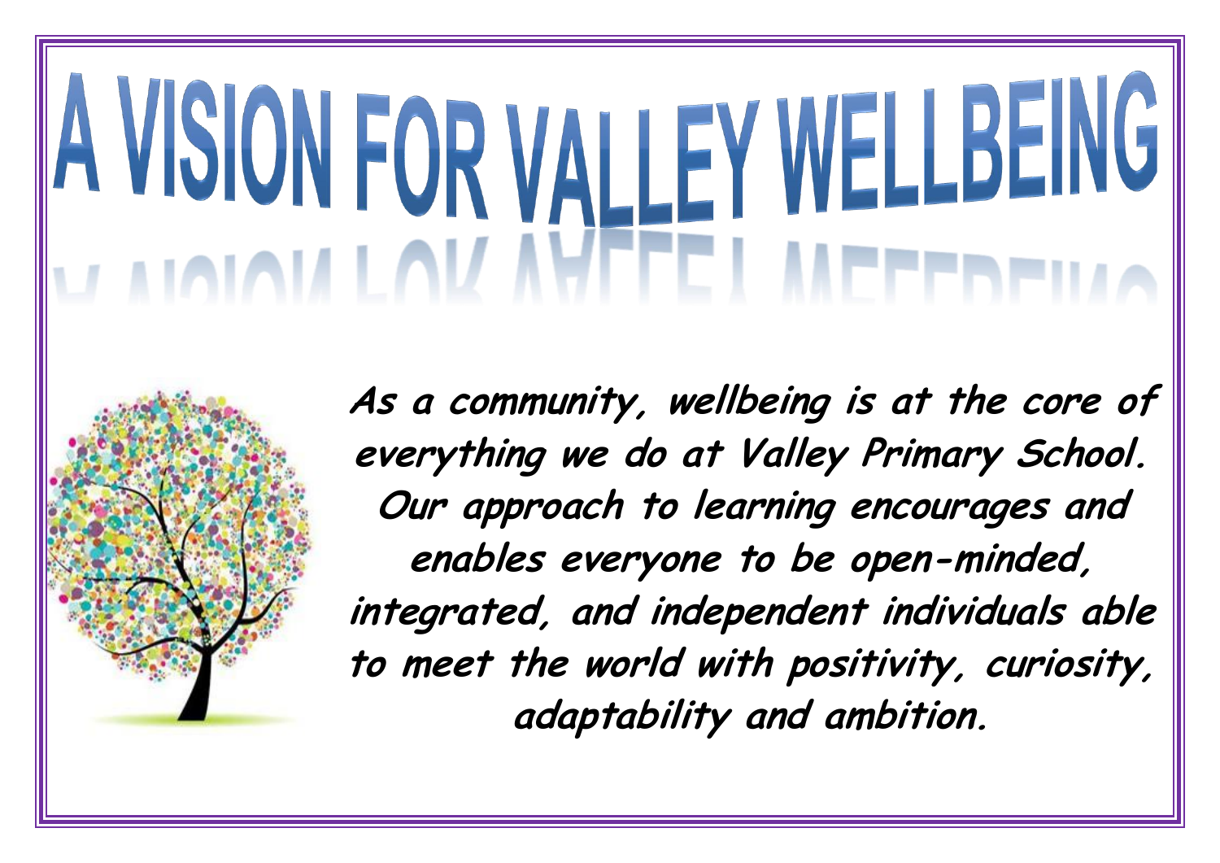# A VISION FOR VALLEY WELLBEING

***As a community, wellbeing is at the core of everything we do at Valley Primary School. Our approach to learning encourages and enables everyone to be open-minded, integrated, and independent individuals able to meet the world with positivity, curiosity, adaptability and ambition.***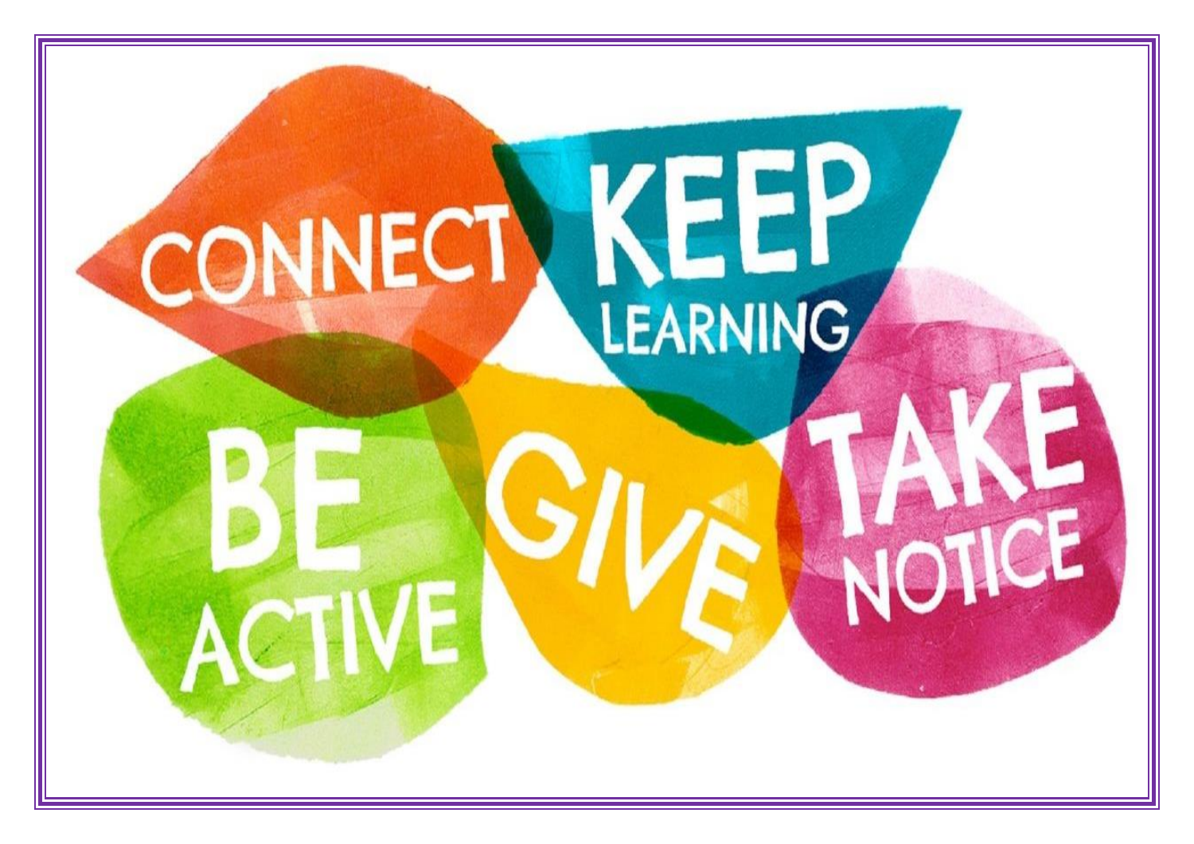CONNECT

KEEP LEARNING

BE ACTIVE

GIVE

TAKE NOTICE